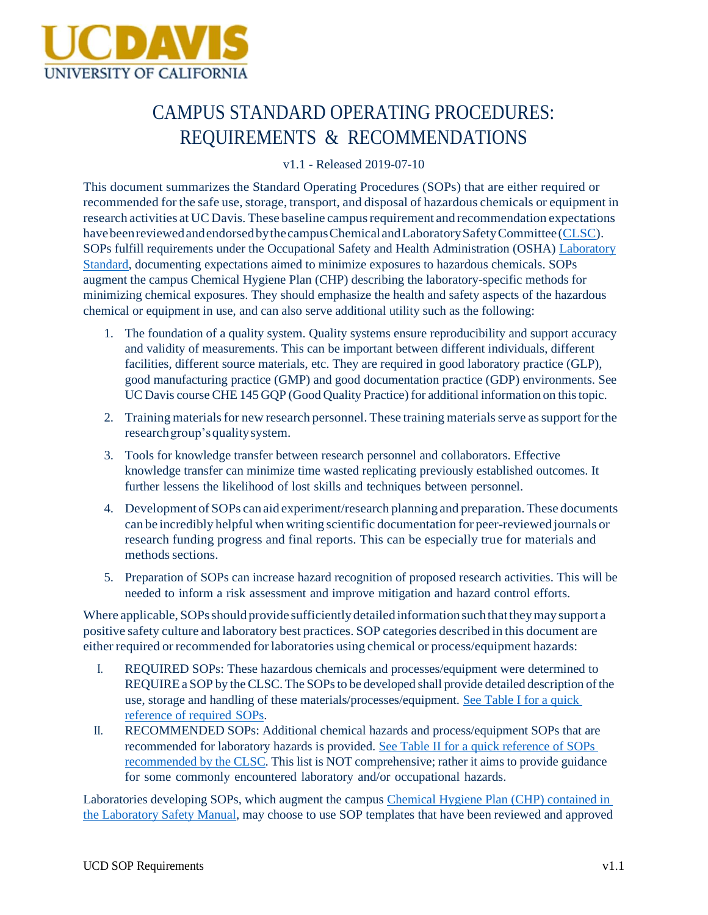UCDAVIS
UNIVERSITY OF CALIFORNIA

# CAMPUS STANDARD OPERATING PROCEDURES: REQUIREMENTS & RECOMMENDATIONS

v1.1 - Released 2019-07-10

This document summarizes the Standard Operating Procedures (SOPs) that are either required or recommended for the safe use, storage, transport, and disposal of hazardous chemicals or equipment in research activities at UC Davis. These baseline campus requirement and recommendation expectations have been reviewed and endorsed by the campus Chemical and Laboratory Safety Committee (CLSC). SOPs fulfill requirements under the Occupational Safety and Health Administration (OSHA) Laboratory Standard, documenting expectations aimed to minimize exposures to hazardous chemicals. SOPs augment the campus Chemical Hygiene Plan (CHP) describing the laboratory-specific methods for minimizing chemical exposures. They should emphasize the health and safety aspects of the hazardous chemical or equipment in use, and can also serve additional utility such as the following:

1. The foundation of a quality system. Quality systems ensure reproducibility and support accuracy and validity of measurements. This can be important between different individuals, different facilities, different source materials, etc. They are required in good laboratory practice (GLP), good manufacturing practice (GMP) and good documentation practice (GDP) environments. See UC Davis course CHE 145 GQP (Good Quality Practice) for additional information on this topic.
2. Training materials for new research personnel. These training materials serve as support for the research group's quality system.
3. Tools for knowledge transfer between research personnel and collaborators. Effective knowledge transfer can minimize time wasted replicating previously established outcomes. It further lessens the likelihood of lost skills and techniques between personnel.
4. Development of SOPs can aid experiment/research planning and preparation. These documents can be incredibly helpful when writing scientific documentation for peer-reviewed journals or research funding progress and final reports. This can be especially true for materials and methods sections.
5. Preparation of SOPs can increase hazard recognition of proposed research activities. This will be needed to inform a risk assessment and improve mitigation and hazard control efforts.

Where applicable, SOPs should provide sufficiently detailed information such that they may support a positive safety culture and laboratory best practices. SOP categories described in this document are either required or recommended for laboratories using chemical or process/equipment hazards:

I. REQUIRED SOPs: These hazardous chemicals and processes/equipment were determined to REQUIRE a SOP by the CLSC. The SOPs to be developed shall provide detailed description of the use, storage and handling of these materials/processes/equipment. See Table I for a quick reference of required SOPs.

II. RECOMMENDED SOPs: Additional chemical hazards and process/equipment SOPs that are recommended for laboratory hazards is provided. See Table II for a quick reference of SOPs recommended by the CLSC. This list is NOT comprehensive; rather it aims to provide guidance for some commonly encountered laboratory and/or occupational hazards.

Laboratories developing SOPs, which augment the campus Chemical Hygiene Plan (CHP) contained in the Laboratory Safety Manual, may choose to use SOP templates that have been reviewed and approved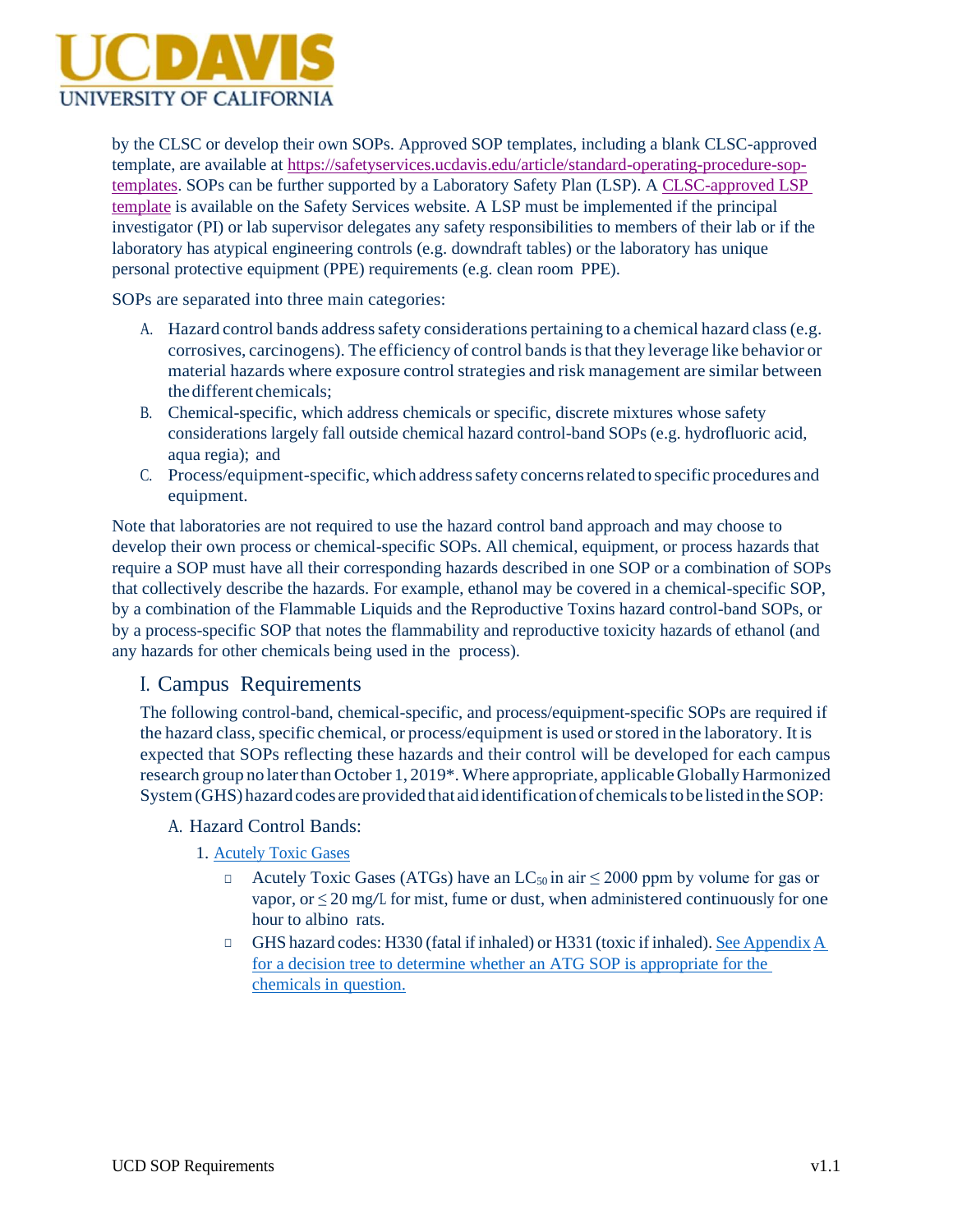by the CLSC or develop their own SOPs. Approved SOP templates, including a blank CLSC-approved template, are available at [https://safetyservices.ucdavis.edu/article/standard-operating-procedure-sop-templates](https://safetyservices.ucdavis.edu/article/standard-operating-procedure-sop-templates). SOPs can be further supported by a Laboratory Safety Plan (LSP). A CLSC-approved LSP template is available on the Safety Services website. A LSP must be implemented if the principal investigator (PI) or lab supervisor delegates any safety responsibilities to members of their lab or if the laboratory has atypical engineering controls (e.g. downdraft tables) or the laboratory has unique personal protective equipment (PPE) requirements (e.g. clean room PPE).

SOPs are separated into three main categories:

A. Hazard control bands address safety considerations pertaining to a chemical hazard class (e.g. corrosives, carcinogens). The efficiency of control bands is that they leverage like behavior or material hazards where exposure control strategies and risk management are similar between the different chemicals;
B. Chemical-specific, which address chemicals or specific, discrete mixtures whose safety considerations largely fall outside chemical hazard control-band SOPs (e.g. hydrofluoric acid, aqua regia); and
C. Process/equipment-specific, which address safety concerns related to specific procedures and equipment.

Note that laboratories are not required to use the hazard control band approach and may choose to develop their own process or chemical-specific SOPs. All chemical, equipment, or process hazards that require a SOP must have all their corresponding hazards described in one SOP or a combination of SOPs that collectively describe the hazards. For example, ethanol may be covered in a chemical-specific SOP, by a combination of the Flammable Liquids and the Reproductive Toxins hazard control-band SOPs, or by a process-specific SOP that notes the flammability and reproductive toxicity hazards of ethanol (and any hazards for other chemicals being used in the process).

## I. Campus Requirements

The following control-band, chemical-specific, and process/equipment-specific SOPs are required if the hazard class, specific chemical, or process/equipment is used or stored in the laboratory. It is expected that SOPs reflecting these hazards and their control will be developed for each campus research group no later than October 1, 2019*. Where appropriate, applicable Globally Harmonized System (GHS) hazard codes are provided that aid identification of chemicals to be listed in the SOP:

### A. Hazard Control Bands:

1. Acutely Toxic Gases
   - Acutely Toxic Gases (ATGs) have an $LC_{50}$ in air $\leq$ 2000 ppm by volume for gas or vapor, or $\leq$ 20 mg/L for mist, fume or dust, when administered continuously for one hour to albino rats.
   - GHS hazard codes: H330 (fatal if inhaled) or H331 (toxic if inhaled). See Appendix A for a decision tree to determine whether an ATG SOP is appropriate for the chemicals in question.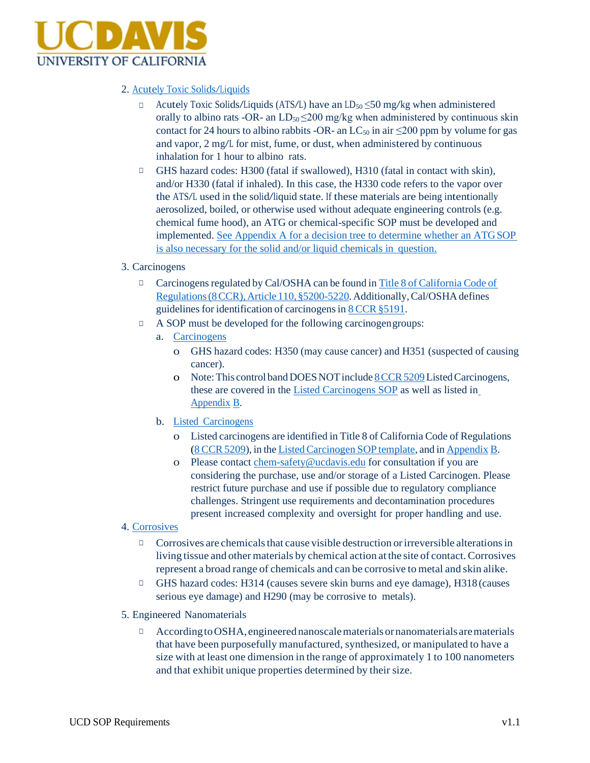2. Acutely Toxic Solids/Liquids
   - Acutely Toxic Solids/Liquids (ATS/L) have an $LD_{50}$ ≤50 mg/kg when administered orally to albino rats -OR- an $LD_{50}$ ≤200 mg/kg when administered by continuous skin contact for 24 hours to albino rabbits -OR- an $LC_{50}$ in air ≤200 ppm by volume for gas and vapor, 2 mg/L for mist, fume, or dust, when administered by continuous inhalation for 1 hour to albino rats.
   - GHS hazard codes: H300 (fatal if swallowed), H310 (fatal in contact with skin), and/or H330 (fatal if inhaled). In this case, the H330 code refers to the vapor over the ATS/L used in the solid/liquid state. If these materials are being intentionally aerosolized, boiled, or otherwise used without adequate engineering controls (e.g. chemical fume hood), an ATG or chemical-specific SOP must be developed and implemented. See Appendix A for a decision tree to determine whether an ATG SOP is also necessary for the solid and/or liquid chemicals in question.

3. Carcinogens
   - Carcinogens regulated by Cal/OSHA can be found in Title 8 of California Code of Regulations (8 CCR), Article 110, §5200-5220. Additionally, Cal/OSHA defines guidelines for identification of carcinogens in 8 CCR §5191.
   - A SOP must be developed for the following carcinogen groups:
     a. Carcinogens
        - GHS hazard codes: H350 (may cause cancer) and H351 (suspected of causing cancer).
        - Note: This control band DOES NOT include 8 CCR 5209 Listed Carcinogens, these are covered in the Listed Carcinogens SOP as well as listed in Appendix B.
     b. Listed Carcinogens
        - Listed carcinogens are identified in Title 8 of California Code of Regulations (8 CCR 5209), in the Listed Carcinogen SOP template, and in Appendix B.
        - Please contact chem-safety@ucdavis.edu for consultation if you are considering the purchase, use and/or storage of a Listed Carcinogen. Please restrict future purchase and use if possible due to regulatory compliance challenges. Stringent use requirements and decontamination procedures present increased complexity and oversight for proper handling and use.

4. Corrosives
   - Corrosives are chemicals that cause visible destruction or irreversible alterations in living tissue and other materials by chemical action at the site of contact. Corrosives represent a broad range of chemicals and can be corrosive to metal and skin alike.
   - GHS hazard codes: H314 (causes severe skin burns and eye damage), H318 (causes serious eye damage) and H290 (may be corrosive to metals).

5. Engineered Nanomaterials
   - According to OSHA, engineered nanoscale materials or nanomaterials are materials that have been purposefully manufactured, synthesized, or manipulated to have a size with at least one dimension in the range of approximately 1 to 100 nanometers and that exhibit unique properties determined by their size.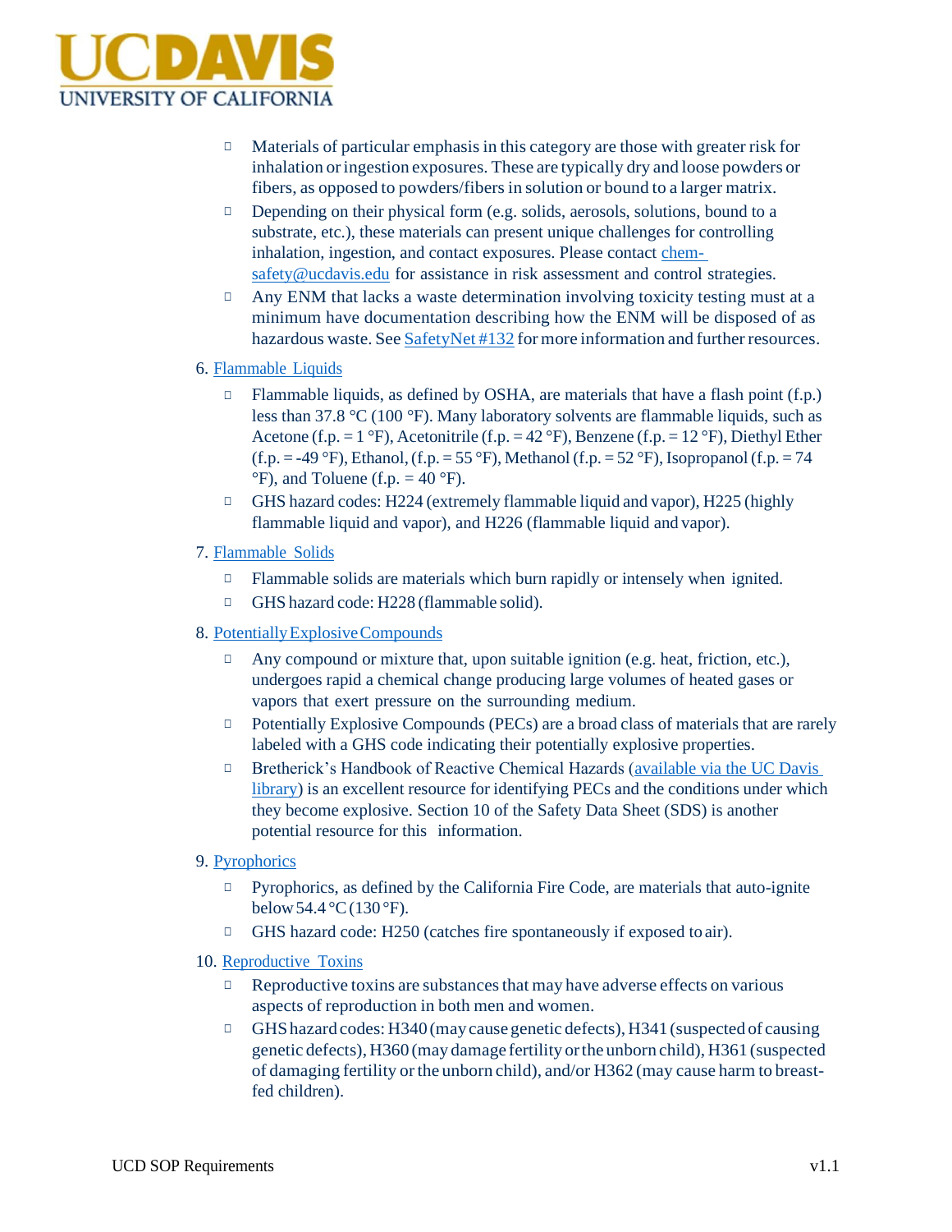- Materials of particular emphasis in this category are those with greater risk for inhalation or ingestion exposures. These are typically dry and loose powders or fibers, as opposed to powders/fibers in solution or bound to a larger matrix.
- Depending on their physical form (e.g. solids, aerosols, solutions, bound to a substrate, etc.), these materials can present unique challenges for controlling inhalation, ingestion, and contact exposures. Please contact chem-safety@ucdavis.edu for assistance in risk assessment and control strategies.
- Any ENM that lacks a waste determination involving toxicity testing must at a minimum have documentation describing how the ENM will be disposed of as hazardous waste. See SafetyNet #132 for more information and further resources.

6. Flammable Liquids
   - Flammable liquids, as defined by OSHA, are materials that have a flash point (f.p.) less than 37.8 °C (100 °F). Many laboratory solvents are flammable liquids, such as Acetone (f.p. = 1 °F), Acetonitrile (f.p. = 42 °F), Benzene (f.p. = 12 °F), Diethyl Ether (f.p. = -49 °F), Ethanol, (f.p. = 55 °F), Methanol (f.p. = 52 °F), Isopropanol (f.p. = 74 °F), and Toluene (f.p. = 40 °F).
   - GHS hazard codes: H224 (extremely flammable liquid and vapor), H225 (highly flammable liquid and vapor), and H226 (flammable liquid and vapor).
7. Flammable Solids
   - Flammable solids are materials which burn rapidly or intensely when ignited.
   - GHS hazard code: H228 (flammable solid).
8. Potentially Explosive Compounds
   - Any compound or mixture that, upon suitable ignition (e.g. heat, friction, etc.), undergoes rapid a chemical change producing large volumes of heated gases or vapors that exert pressure on the surrounding medium.
   - Potentially Explosive Compounds (PECs) are a broad class of materials that are rarely labeled with a GHS code indicating their potentially explosive properties.
   - Bretherick's Handbook of Reactive Chemical Hazards (available via the UC Davis library) is an excellent resource for identifying PECs and the conditions under which they become explosive. Section 10 of the Safety Data Sheet (SDS) is another potential resource for this information.
9. Pyrophorics
   - Pyrophorics, as defined by the California Fire Code, are materials that auto-ignite below 54.4 °C (130 °F).
   - GHS hazard code: H250 (catches fire spontaneously if exposed to air).
10. Reproductive Toxins
    - Reproductive toxins are substances that may have adverse effects on various aspects of reproduction in both men and women.
    - GHS hazard codes: H340 (may cause genetic defects), H341 (suspected of causing genetic defects), H360 (may damage fertility or the unborn child), H361 (suspected of damaging fertility or the unborn child), and/or H362 (may cause harm to breast-fed children).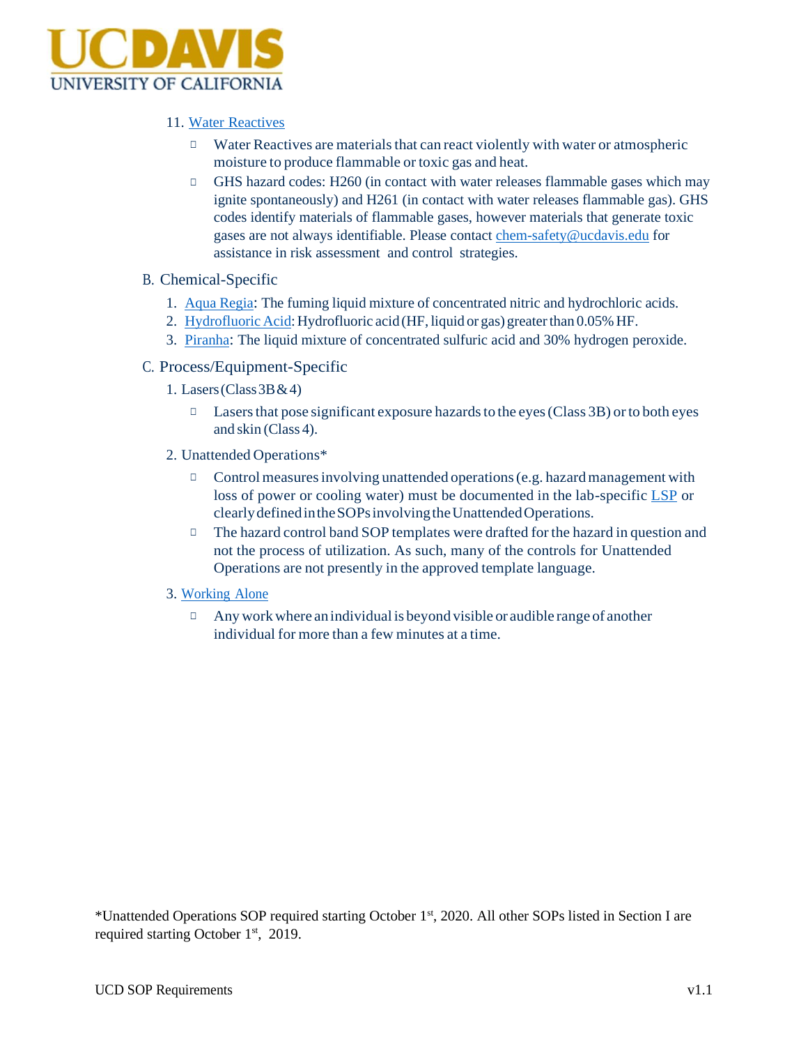11. [Water Reactives]
    - Water Reactives are materials that can react violently with water or atmospheric moisture to produce flammable or toxic gas and heat.
    - GHS hazard codes: H260 (in contact with water releases flammable gases which may ignite spontaneously) and H261 (in contact with water releases flammable gas). GHS codes identify materials of flammable gases, however materials that generate toxic gases are not always identifiable. Please contact chem-safety@ucdavis.edu for assistance in risk assessment and control strategies.

B. Chemical-Specific

1. Aqua Regia: The fuming liquid mixture of concentrated nitric and hydrochloric acids.
2. Hydrofluoric Acid: Hydrofluoric acid (HF, liquid or gas) greater than 0.05% HF.
3. Piranha: The liquid mixture of concentrated sulfuric acid and 30% hydrogen peroxide.

C. Process/Equipment-Specific

1. Lasers (Class 3B & 4)
    - Lasers that pose significant exposure hazards to the eyes (Class 3B) or to both eyes and skin (Class 4).
2. Unattended Operations*
    - Control measures involving unattended operations (e.g. hazard management with loss of power or cooling water) must be documented in the lab-specific LSP or clearly defined in the SOPs involving the Unattended Operations.
    - The hazard control band SOP templates were drafted for the hazard in question and not the process of utilization. As such, many of the controls for Unattended Operations are not presently in the approved template language.
3. Working Alone
    - Any work where an individual is beyond visible or audible range of another individual for more than a few minutes at a time.

*Unattended Operations SOP required starting October 1st, 2020. All other SOPs listed in Section I are required starting October 1st, 2019.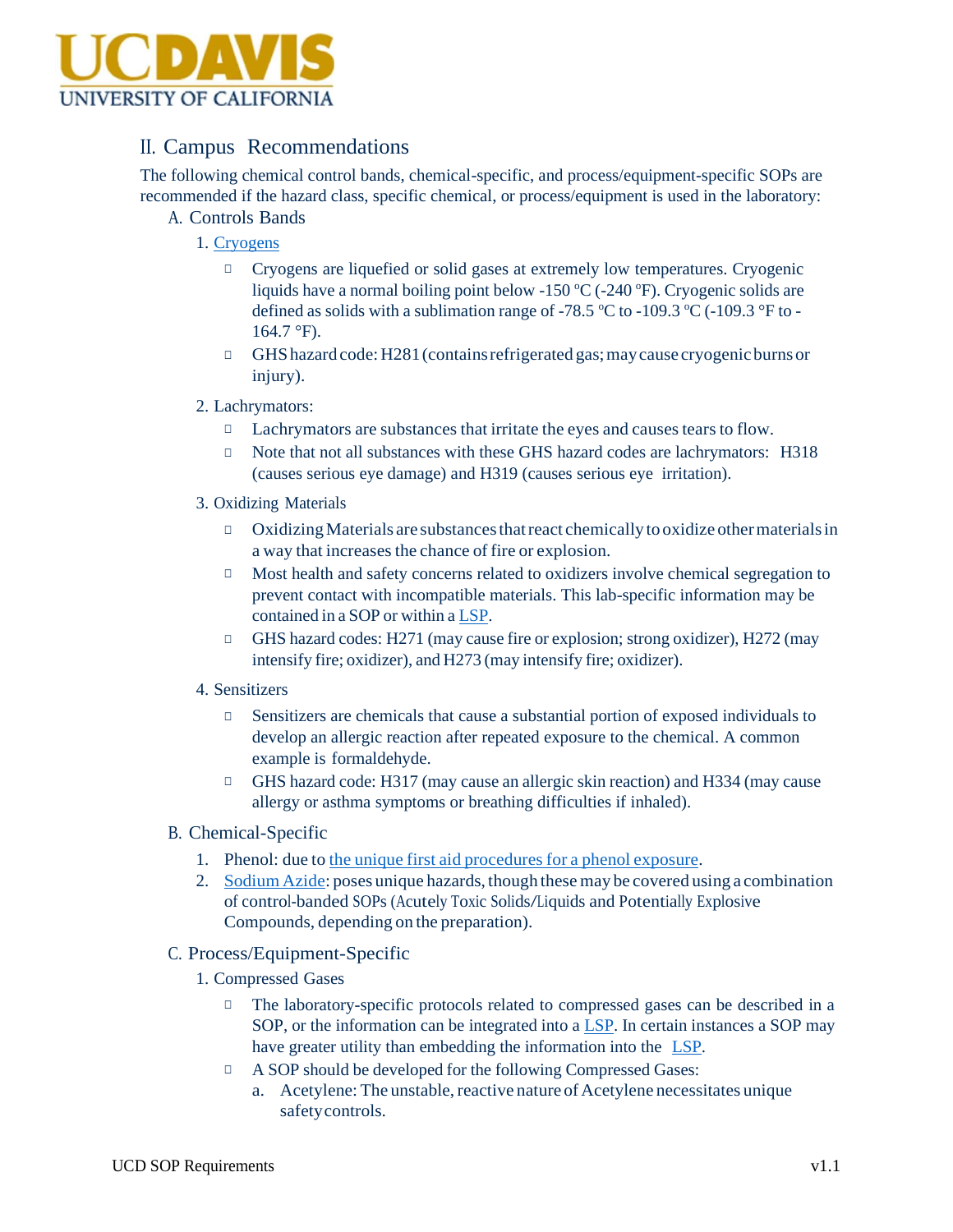## II. Campus Recommendations

The following chemical control bands, chemical-specific, and process/equipment-specific SOPs are recommended if the hazard class, specific chemical, or process/equipment is used in the laboratory:

### A. Controls Bands

1. Cryogens
   - Cryogens are liquefied or solid gases at extremely low temperatures. Cryogenic liquids have a normal boiling point below -150 ºC (-240 ºF). Cryogenic solids are defined as solids with a sublimation range of -78.5 ºC to -109.3 ºC (-109.3 °F to -164.7 °F).
   - GHS hazard code: H281 (contains refrigerated gas; may cause cryogenic burns or injury).
2. Lachrymators:
   - Lachrymators are substances that irritate the eyes and causes tears to flow.
   - Note that not all substances with these GHS hazard codes are lachrymators: H318 (causes serious eye damage) and H319 (causes serious eye irritation).
3. Oxidizing Materials
   - Oxidizing Materials are substances that react chemically to oxidize other materials in a way that increases the chance of fire or explosion.
   - Most health and safety concerns related to oxidizers involve chemical segregation to prevent contact with incompatible materials. This lab-specific information may be contained in a SOP or within a LSP.
   - GHS hazard codes: H271 (may cause fire or explosion; strong oxidizer), H272 (may intensify fire; oxidizer), and H273 (may intensify fire; oxidizer).
4. Sensitizers
   - Sensitizers are chemicals that cause a substantial portion of exposed individuals to develop an allergic reaction after repeated exposure to the chemical. A common example is formaldehyde.
   - GHS hazard code: H317 (may cause an allergic skin reaction) and H334 (may cause allergy or asthma symptoms or breathing difficulties if inhaled).

### B. Chemical-Specific

1. Phenol: due to the unique first aid procedures for a phenol exposure.
2. Sodium Azide: poses unique hazards, though these may be covered using a combination of control-banded SOPs (Acutely Toxic Solids/Liquids and Potentially Explosive Compounds, depending on the preparation).

### C. Process/Equipment-Specific

1. Compressed Gases
   - The laboratory-specific protocols related to compressed gases can be described in a SOP, or the information can be integrated into a LSP. In certain instances a SOP may have greater utility than embedding the information into the LSP.
   - A SOP should be developed for the following Compressed Gases:
     a. Acetylene: The unstable, reactive nature of Acetylene necessitates unique safety controls.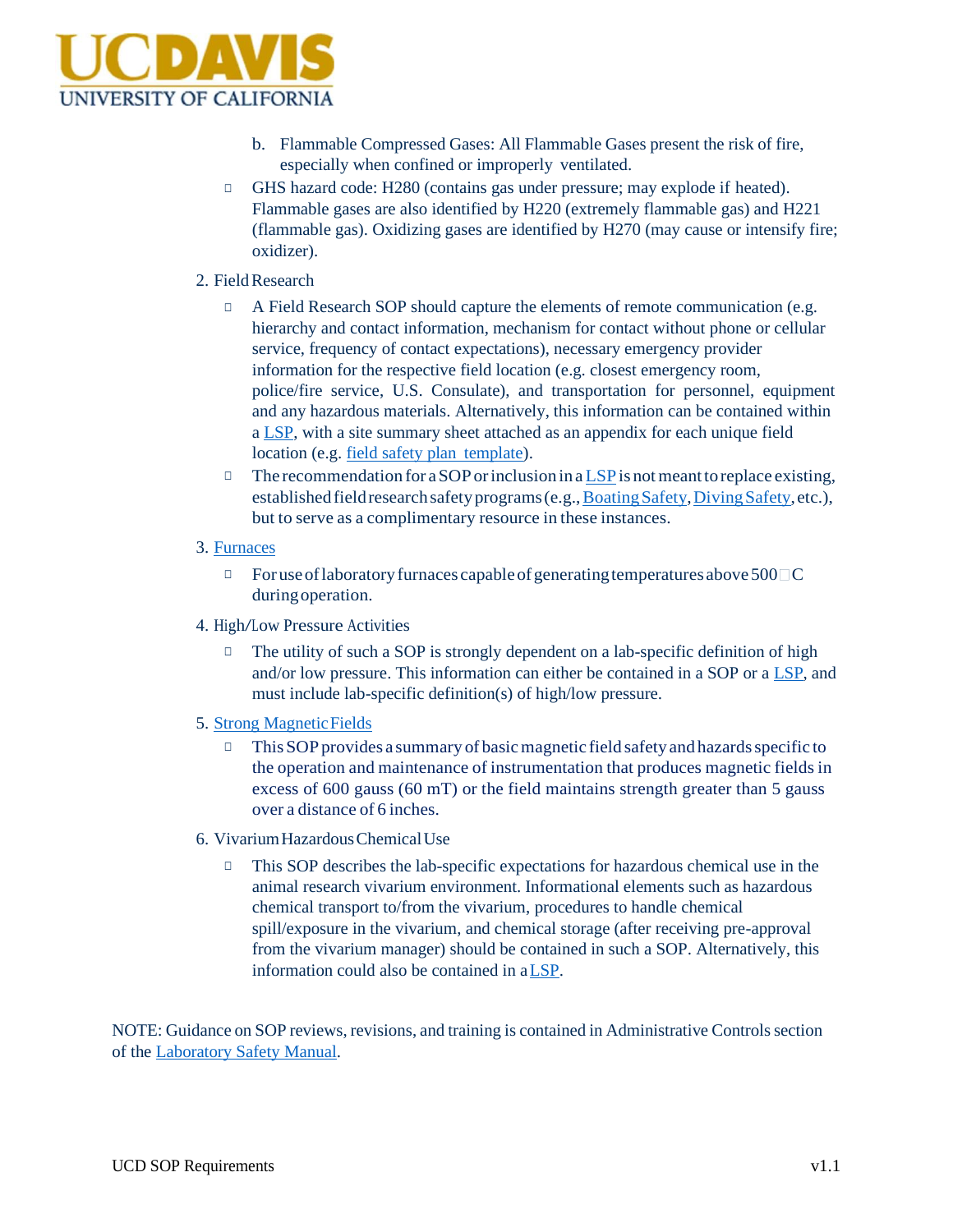b. Flammable Compressed Gases: All Flammable Gases present the risk of fire, especially when confined or improperly ventilated.

- GHS hazard code: H280 (contains gas under pressure; may explode if heated). Flammable gases are also identified by H220 (extremely flammable gas) and H221 (flammable gas). Oxidizing gases are identified by H270 (may cause or intensify fire; oxidizer).

2. Field Research
   - A Field Research SOP should capture the elements of remote communication (e.g. hierarchy and contact information, mechanism for contact without phone or cellular service, frequency of contact expectations), necessary emergency provider information for the respective field location (e.g. closest emergency room, police/fire service, U.S. Consulate), and transportation for personnel, equipment and any hazardous materials. Alternatively, this information can be contained within a LSP, with a site summary sheet attached as an appendix for each unique field location (e.g. field safety plan template).
   - The recommendation for a SOP or inclusion in a LSP is not meant to replace existing, established field research safety programs (e.g., Boating Safety, Diving Safety, etc.), but to serve as a complimentary resource in these instances.
3. Furnaces
   - For use of laboratory furnaces capable of generating temperatures above 500°C during operation.
4. High/Low Pressure Activities
   - The utility of such a SOP is strongly dependent on a lab-specific definition of high and/or low pressure. This information can either be contained in a SOP or a LSP, and must include lab-specific definition(s) of high/low pressure.
5. Strong Magnetic Fields
   - This SOP provides a summary of basic magnetic field safety and hazards specific to the operation and maintenance of instrumentation that produces magnetic fields in excess of 600 gauss (60 mT) or the field maintains strength greater than 5 gauss over a distance of 6 inches.
6. Vivarium Hazardous Chemical Use
   - This SOP describes the lab-specific expectations for hazardous chemical use in the animal research vivarium environment. Informational elements such as hazardous chemical transport to/from the vivarium, procedures to handle chemical spill/exposure in the vivarium, and chemical storage (after receiving pre-approval from the vivarium manager) should be contained in such a SOP. Alternatively, this information could also be contained in a LSP.

NOTE: Guidance on SOP reviews, revisions, and training is contained in Administrative Controls section of the Laboratory Safety Manual.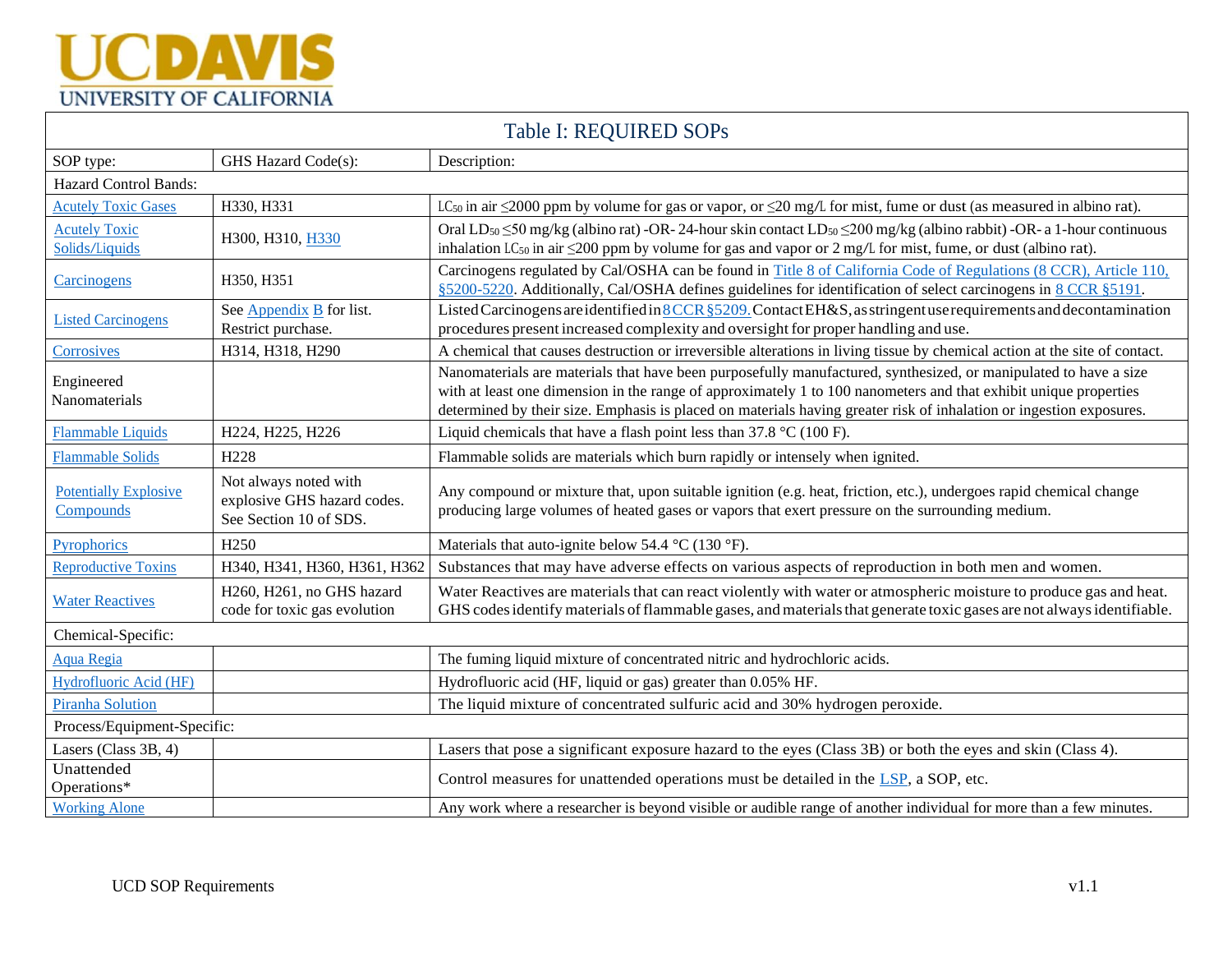# Table I: REQUIRED SOPs

| SOP type: | GHS Hazard Code(s): | Description: |
|---|---|---|
| Hazard Control Bands: | | |
| Acutely Toxic Gases | H330, H331 | $LC_{50}$ in air ≤2000 ppm by volume for gas or vapor, or ≤20 mg/L for mist, fume or dust (as measured in albino rat). |
| Acutely Toxic Solids/Liquids | H300, H310, H330 | Oral $LD_{50}$ ≤50 mg/kg (albino rat) -OR- 24-hour skin contact $LD_{50}$ ≤200 mg/kg (albino rabbit) -OR- a 1-hour continuous inhalation $LC_{50}$ in air ≤200 ppm by volume for gas and vapor or 2 mg/L for mist, fume, or dust (albino rat). |
| Carcinogens | H350, H351 | Carcinogens regulated by Cal/OSHA can be found in Title 8 of California Code of Regulations (8 CCR), Article 110, §5200-5220. Additionally, Cal/OSHA defines guidelines for identification of select carcinogens in 8 CCR §5191. |
| Listed Carcinogens | See Appendix B for list. Restrict purchase. | Listed Carcinogens are identified in 8 CCR §5209. Contact EH&S, as stringent use requirements and decontamination procedures present increased complexity and oversight for proper handling and use. |
| Corrosives | H314, H318, H290 | A chemical that causes destruction or irreversible alterations in living tissue by chemical action at the site of contact. |
| Engineered Nanomaterials | | Nanomaterials are materials that have been purposefully manufactured, synthesized, or manipulated to have a size with at least one dimension in the range of approximately 1 to 100 nanometers and that exhibit unique properties determined by their size. Emphasis is placed on materials having greater risk of inhalation or ingestion exposures. |
| Flammable Liquids | H224, H225, H226 | Liquid chemicals that have a flash point less than 37.8 °C (100 F). |
| Flammable Solids | H228 | Flammable solids are materials which burn rapidly or intensely when ignited. |
| Potentially Explosive Compounds | Not always noted with explosive GHS hazard codes. See Section 10 of SDS. | Any compound or mixture that, upon suitable ignition (e.g. heat, friction, etc.), undergoes rapid chemical change producing large volumes of heated gases or vapors that exert pressure on the surrounding medium. |
| Pyrophorics | H250 | Materials that auto-ignite below 54.4 °C (130 °F). |
| Reproductive Toxins | H340, H341, H360, H361, H362 | Substances that may have adverse effects on various aspects of reproduction in both men and women. |
| Water Reactives | H260, H261, no GHS hazard code for toxic gas evolution | Water Reactives are materials that can react violently with water or atmospheric moisture to produce gas and heat. GHS codes identify materials of flammable gases, and materials that generate toxic gases are not always identifiable. |
| Chemical-Specific: | | |
| Aqua Regia | | The fuming liquid mixture of concentrated nitric and hydrochloric acids. |
| Hydrofluoric Acid (HF) | | Hydrofluoric acid (HF, liquid or gas) greater than 0.05% HF. |
| Piranha Solution | | The liquid mixture of concentrated sulfuric acid and 30% hydrogen peroxide. |
| Process/Equipment-Specific: | | |
| Lasers (Class 3B, 4) | | Lasers that pose a significant exposure hazard to the eyes (Class 3B) or both the eyes and skin (Class 4). |
| Unattended Operations* | | Control measures for unattended operations must be detailed in the LSP, a SOP, etc. |
| Working Alone | | Any work where a researcher is beyond visible or audible range of another individual for more than a few minutes. |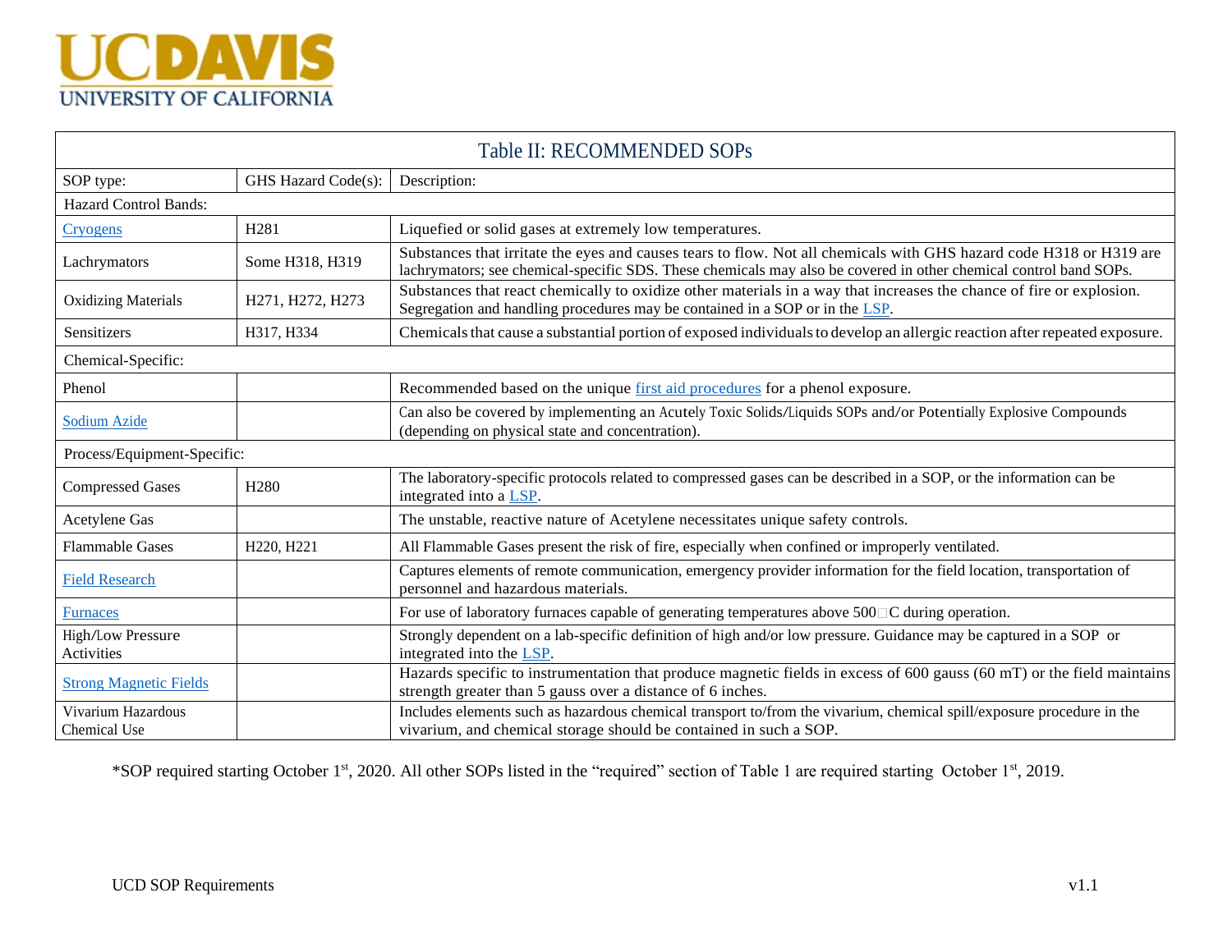| Table II: RECOMMENDED SOPs | | |
|---|---|---|
| SOP type: | GHS Hazard Code(s): | Description: |
| Hazard Control Bands: | | |
| Cryogens | H281 | Liquefied or solid gases at extremely low temperatures. |
| Lachrymators | Some H318, H319 | Substances that irritate the eyes and causes tears to flow. Not all chemicals with GHS hazard code H318 or H319 are lachrymators; see chemical-specific SDS. These chemicals may also be covered in other chemical control band SOPs. |
| Oxidizing Materials | H271, H272, H273 | Substances that react chemically to oxidize other materials in a way that increases the chance of fire or explosion. Segregation and handling procedures may be contained in a SOP or in the LSP. |
| Sensitizers | H317, H334 | Chemicals that cause a substantial portion of exposed individuals to develop an allergic reaction after repeated exposure. |
| Chemical-Specific: | | |
| Phenol | | Recommended based on the unique first aid procedures for a phenol exposure. |
| Sodium Azide | | Can also be covered by implementing an Acutely Toxic Solids/Liquids SOPs and/or Potentially Explosive Compounds (depending on physical state and concentration). |
| Process/Equipment-Specific: | | |
| Compressed Gases | H280 | The laboratory-specific protocols related to compressed gases can be described in a SOP, or the information can be integrated into a LSP. |
| Acetylene Gas | | The unstable, reactive nature of Acetylene necessitates unique safety controls. |
| Flammable Gases | H220, H221 | All Flammable Gases present the risk of fire, especially when confined or improperly ventilated. |
| Field Research | | Captures elements of remote communication, emergency provider information for the field location, transportation of personnel and hazardous materials. |
| Furnaces | | For use of laboratory furnaces capable of generating temperatures above 500°C during operation. |
| High/Low Pressure Activities | | Strongly dependent on a lab-specific definition of high and/or low pressure. Guidance may be captured in a SOP or integrated into the LSP. |
| Strong Magnetic Fields | | Hazards specific to instrumentation that produce magnetic fields in excess of 600 gauss (60 mT) or the field maintains strength greater than 5 gauss over a distance of 6 inches. |
| Vivarium Hazardous Chemical Use | | Includes elements such as hazardous chemical transport to/from the vivarium, chemical spill/exposure procedure in the vivarium, and chemical storage should be contained in such a SOP. |

*SOP required starting October 1st, 2020. All other SOPs listed in the "required" section of Table 1 are required starting October 1st, 2019.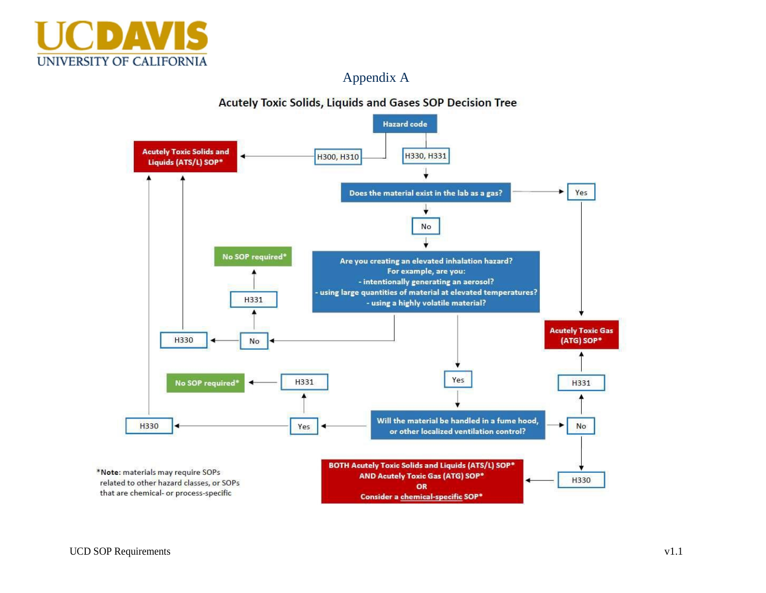## Appendix A

### Acutely Toxic Solids, Liquids and Gases SOP Decision Tree

**Hazard code**

- **H300, H310** → **Acutely Toxic Solids and Liquids (ATS/L) SOP***
- **H330, H331** → **Does the material exist in the lab as a gas?**
  - **Yes** → **Acutely Toxic Gas (ATG) SOP***
  - **No** → **Are you creating an elevated inhalation hazard? For example, are you:**
    - **intentionally generating an aerosol?**
    - **using large quantities of material at elevated temperatures?**
    - **using a highly volatile material?**
    - **No**:
      - H330 → **Acutely Toxic Solids and Liquids (ATS/L) SOP***
      - H331 → **No SOP required***
    - **Yes** → **Will the material be handled in a fume hood, or other localized ventilation control?**
      - **Yes**:
        - H330 → **Acutely Toxic Solids and Liquids (ATS/L) SOP***
        - H331 → **No SOP required***
      - **No**:
        - H331 → **Acutely Toxic Gas (ATG) SOP***
        - H330 → **BOTH Acutely Toxic Solids and Liquids (ATS/L) SOP* AND Acutely Toxic Gas (ATG) SOP* OR Consider a chemical-specific SOP***

*__Note__: materials may require SOPs related to other hazard classes, or SOPs that are chemical- or process-specific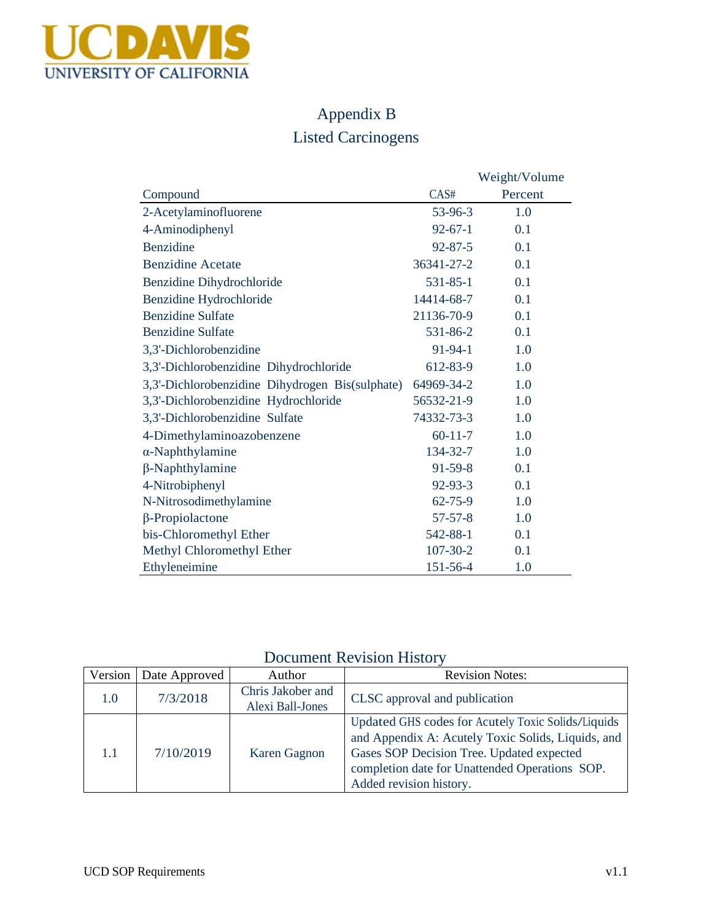# Appendix B

## Listed Carcinogens

| Compound | CAS# | Weight/Volume Percent |
|---|---|---|
| 2-Acetylaminofluorene | 53-96-3 | 1.0 |
| 4-Aminodiphenyl | 92-67-1 | 0.1 |
| Benzidine | 92-87-5 | 0.1 |
| Benzidine Acetate | 36341-27-2 | 0.1 |
| Benzidine Dihydrochloride | 531-85-1 | 0.1 |
| Benzidine Hydrochloride | 14414-68-7 | 0.1 |
| Benzidine Sulfate | 21136-70-9 | 0.1 |
| Benzidine Sulfate | 531-86-2 | 0.1 |
| 3,3'-Dichlorobenzidine | 91-94-1 | 1.0 |
| 3,3'-Dichlorobenzidine Dihydrochloride | 612-83-9 | 1.0 |
| 3,3'-Dichlorobenzidine Dihydrogen Bis(sulphate) | 64969-34-2 | 1.0 |
| 3,3'-Dichlorobenzidine Hydrochloride | 56532-21-9 | 1.0 |
| 3,3'-Dichlorobenzidine Sulfate | 74332-73-3 | 1.0 |
| 4-Dimethylaminoazobenzene | 60-11-7 | 1.0 |
| α-Naphthylamine | 134-32-7 | 1.0 |
| β-Naphthylamine | 91-59-8 | 0.1 |
| 4-Nitrobiphenyl | 92-93-3 | 0.1 |
| N-Nitrosodimethylamine | 62-75-9 | 1.0 |
| β-Propiolactone | 57-57-8 | 1.0 |
| bis-Chloromethyl Ether | 542-88-1 | 0.1 |
| Methyl Chloromethyl Ether | 107-30-2 | 0.1 |
| Ethyleneimine | 151-56-4 | 1.0 |

## Document Revision History

| Version | Date Approved | Author | Revision Notes: |
|---|---|---|---|
| 1.0 | 7/3/2018 | Chris Jakober and Alexi Ball-Jones | CLSC approval and publication |
| 1.1 | 7/10/2019 | Karen Gagnon | Updated GHS codes for Acutely Toxic Solids/Liquids and Appendix A: Acutely Toxic Solids, Liquids, and Gases SOP Decision Tree. Updated expected completion date for Unattended Operations SOP. Added revision history. |